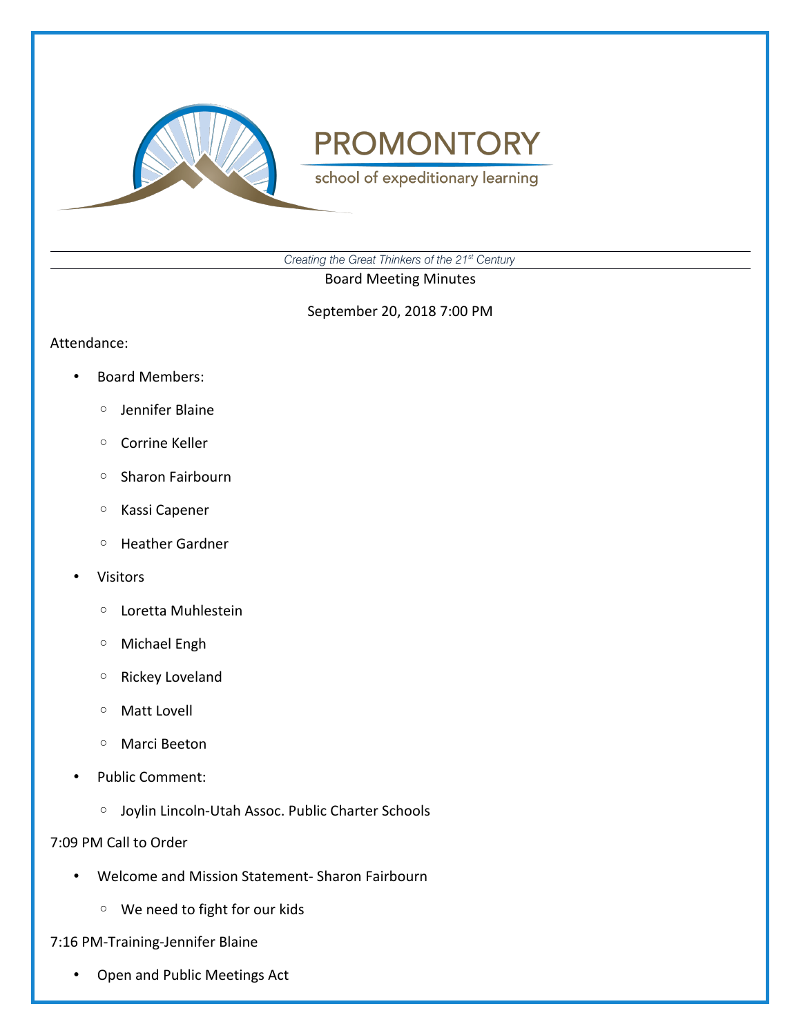# PROMONTORY

school of expeditionary learning

*Creating the Great Thinkers of the 21st Century*

Board Meeting Minutes

September 20, 2018 7:00 PM

Attendance:

- Board Members:
  - Jennifer Blaine
  - Corrine Keller
  - Sharon Fairbourn
  - Kassi Capener
  - Heather Gardner
- Visitors
  - Loretta Muhlestein
  - Michael Engh
  - Rickey Loveland
  - Matt Lovell
  - Marci Beeton
- Public Comment:
  - Joylin Lincoln-Utah Assoc. Public Charter Schools

7:09 PM Call to Order

- Welcome and Mission Statement- Sharon Fairbourn
  - We need to fight for our kids

7:16 PM-Training-Jennifer Blaine

- Open and Public Meetings Act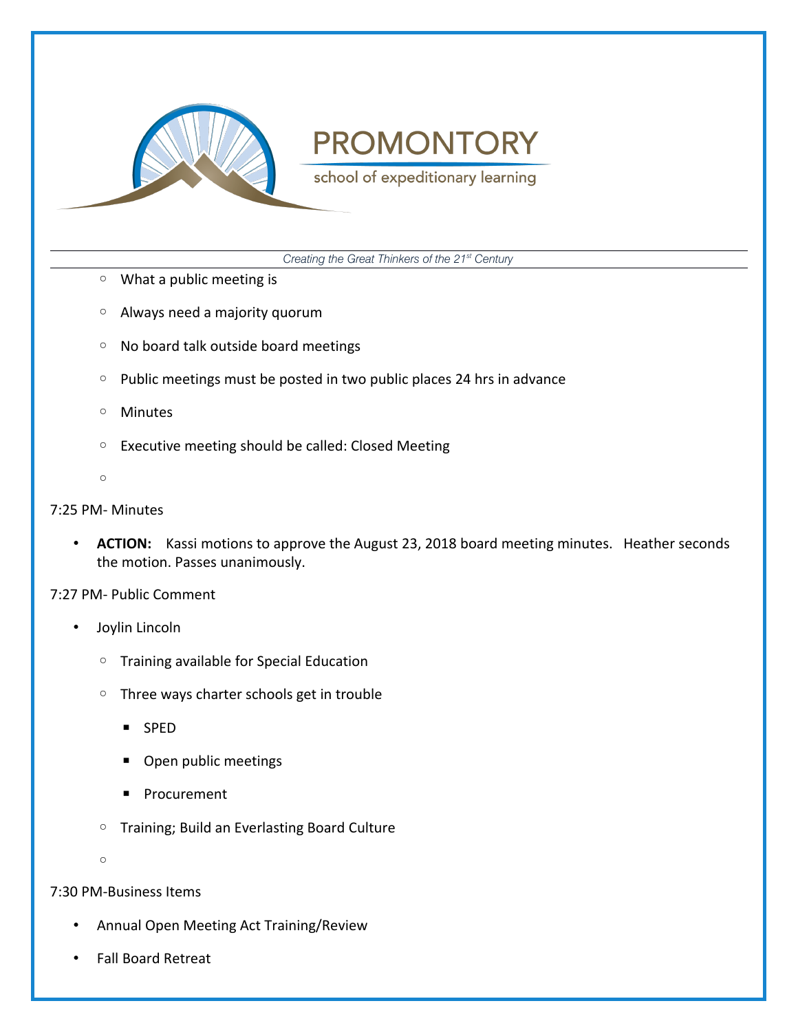- What a public meeting is
    - Always need a majority quorum
    - No board talk outside board meetings
    - Public meetings must be posted in two public places 24 hrs in advance
    - Minutes
    - Executive meeting should be called: Closed Meeting

7:25 PM- Minutes

- **ACTION:** Kassi motions to approve the August 23, 2018 board meeting minutes. Heather seconds the motion. Passes unanimously.

7:27 PM- Public Comment

- Joylin Lincoln
    - Training available for Special Education
    - Three ways charter schools get in trouble
        - SPED
        - Open public meetings
        - Procurement
    - Training; Build an Everlasting Board Culture

7:30 PM-Business Items

- Annual Open Meeting Act Training/Review
- Fall Board Retreat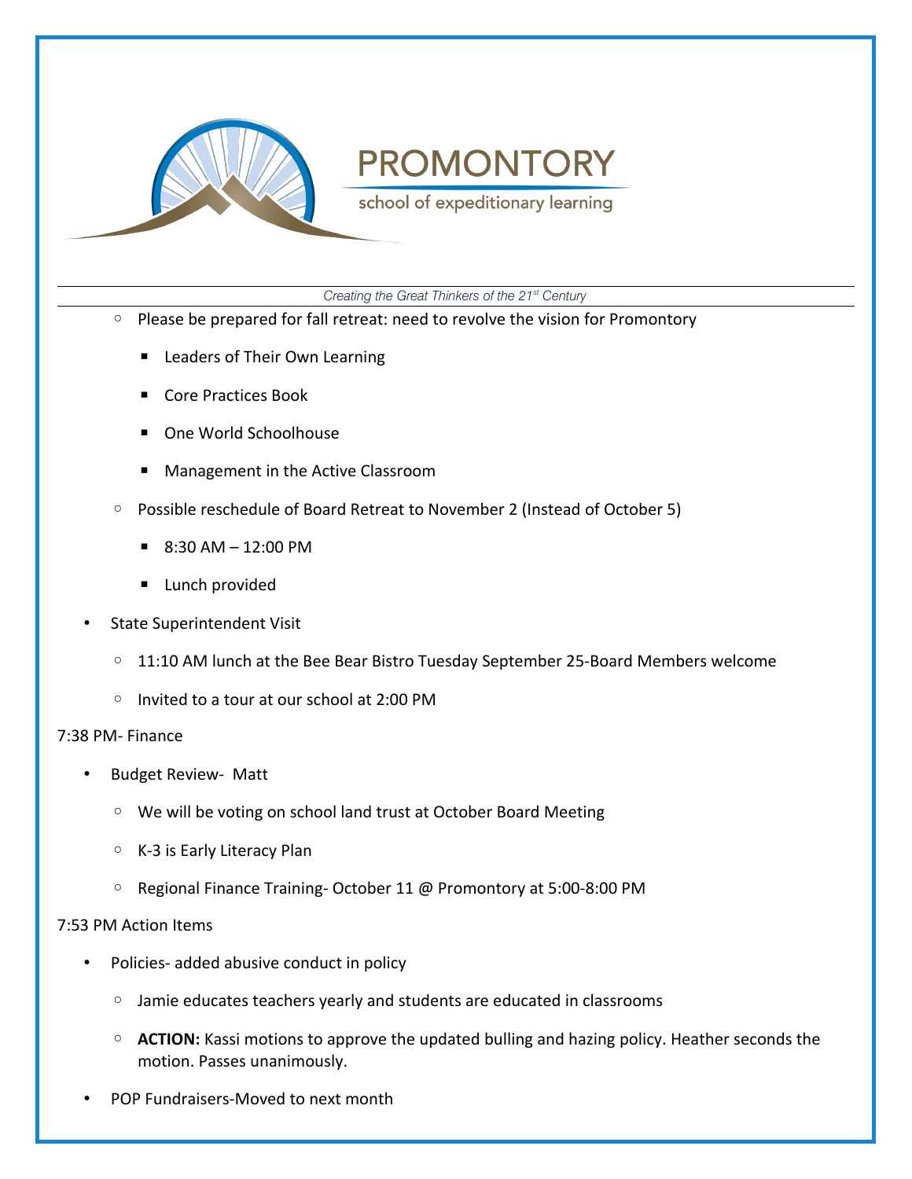- Please be prepared for fall retreat: need to revolve the vision for Promontory
  - Leaders of Their Own Learning
  - Core Practices Book
  - One World Schoolhouse
  - Management in the Active Classroom
- Possible reschedule of Board Retreat to November 2 (Instead of October 5)
  - 8:30 AM – 12:00 PM
  - Lunch provided

- State Superintendent Visit
  - 11:10 AM lunch at the Bee Bear Bistro Tuesday September 25-Board Members welcome
  - Invited to a tour at our school at 2:00 PM

7:38 PM- Finance

- Budget Review- Matt
  - We will be voting on school land trust at October Board Meeting
  - K-3 is Early Literacy Plan
  - Regional Finance Training- October 11 @ Promontory at 5:00-8:00 PM

7:53 PM Action Items

- Policies- added abusive conduct in policy
  - Jamie educates teachers yearly and students are educated in classrooms
  - **ACTION:** Kassi motions to approve the updated bulling and hazing policy. Heather seconds the motion. Passes unanimously.
- POP Fundraisers-Moved to next month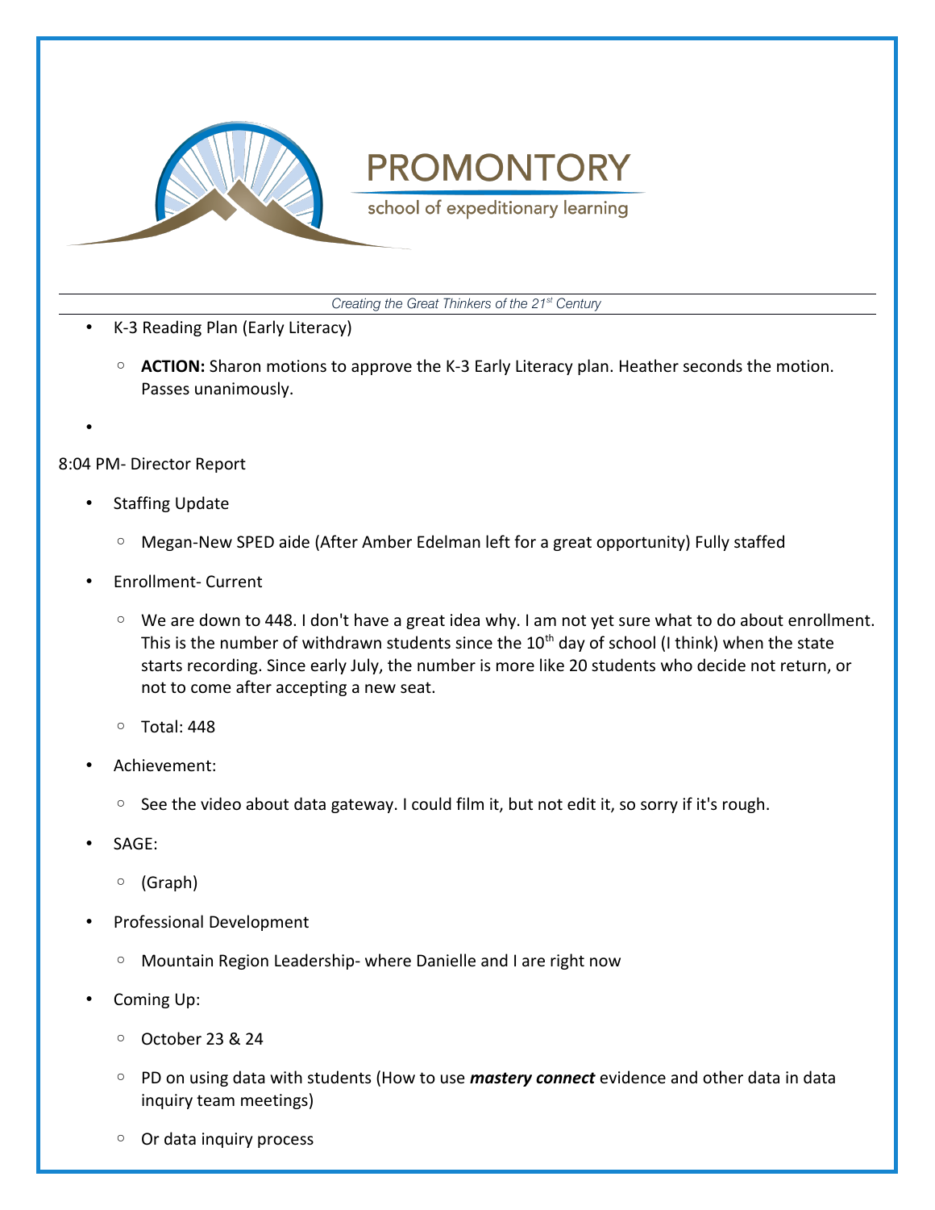- K-3 Reading Plan (Early Literacy)
  - **ACTION:** Sharon motions to approve the K-3 Early Literacy plan. Heather seconds the motion. Passes unanimously.
- 

8:04 PM- Director Report

- Staffing Update
  - Megan-New SPED aide (After Amber Edelman left for a great opportunity) Fully staffed
- Enrollment- Current
  - We are down to 448. I don't have a great idea why. I am not yet sure what to do about enrollment. This is the number of withdrawn students since the 10th day of school (I think) when the state starts recording. Since early July, the number is more like 20 students who decide not return, or not to come after accepting a new seat.
  - Total: 448
- Achievement:
  - See the video about data gateway. I could film it, but not edit it, so sorry if it's rough.
- SAGE:
  - (Graph)
- Professional Development
  - Mountain Region Leadership- where Danielle and I are right now
- Coming Up:
  - October 23 & 24
  - PD on using data with students (How to use ***mastery connect*** evidence and other data in data inquiry team meetings)
  - Or data inquiry process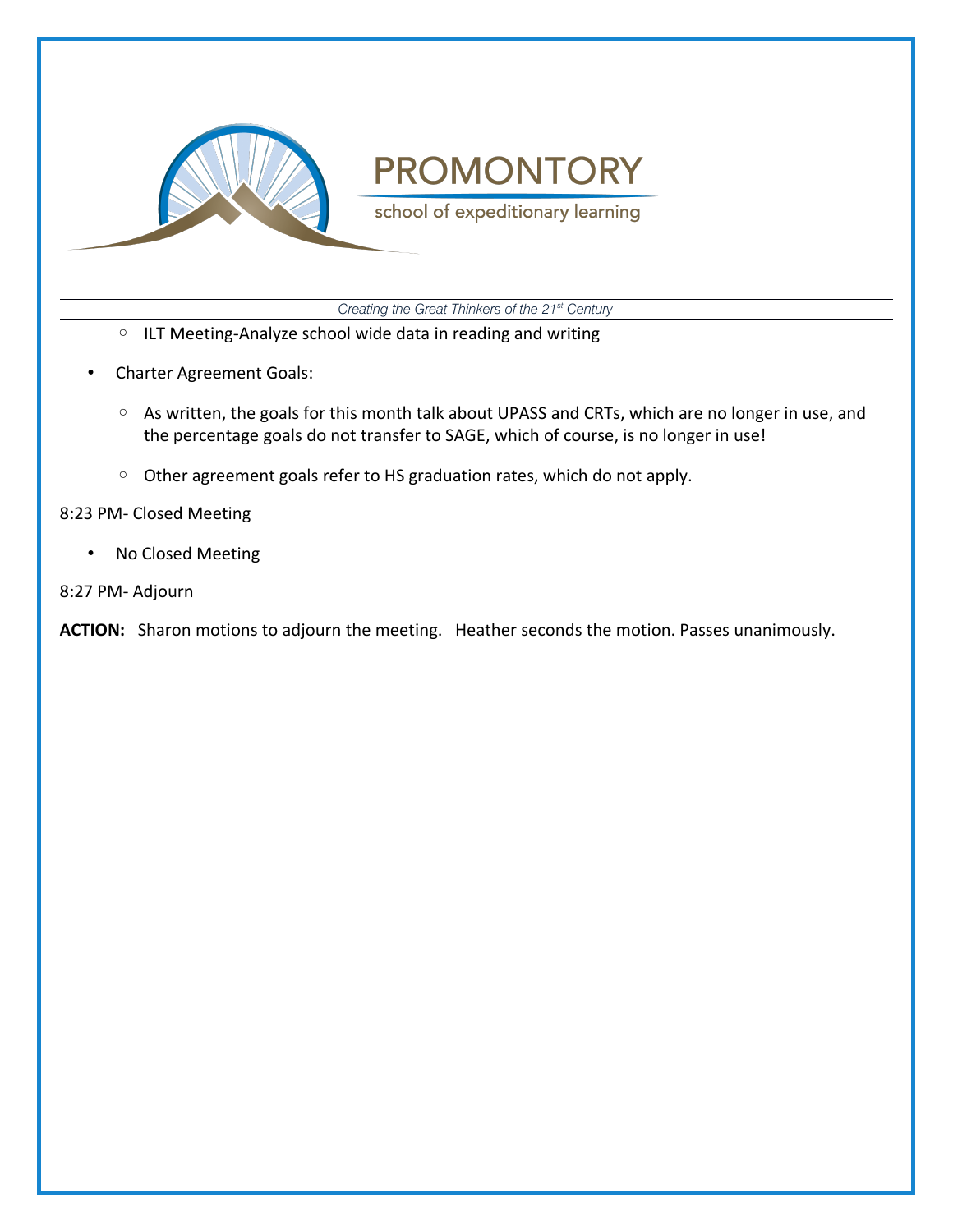- ILT Meeting-Analyze school wide data in reading and writing

- Charter Agreement Goals:
  - As written, the goals for this month talk about UPASS and CRTs, which are no longer in use, and the percentage goals do not transfer to SAGE, which of course, is no longer in use!
  - Other agreement goals refer to HS graduation rates, which do not apply.

8:23 PM- Closed Meeting

- No Closed Meeting

8:27 PM- Adjourn

**ACTION:** Sharon motions to adjourn the meeting. Heather seconds the motion. Passes unanimously.